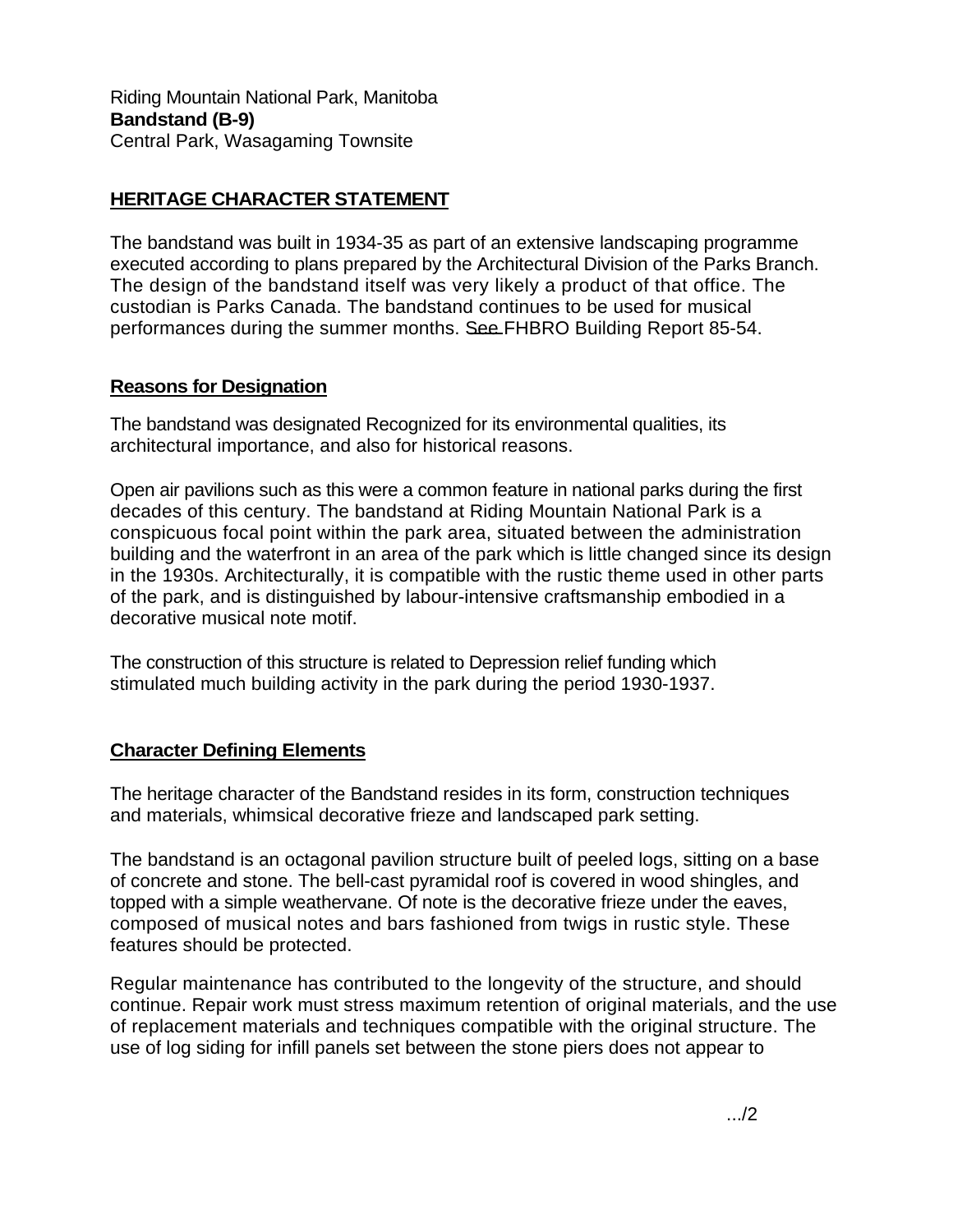Riding Mountain National Park, Manitoba
**Bandstand (B-9)**
Central Park, Wasagaming Townsite

## HERITAGE CHARACTER STATEMENT

The bandstand was built in 1934-35 as part of an extensive landscaping programme executed according to plans prepared by the Architectural Division of the Parks Branch. The design of the bandstand itself was very likely a product of that office. The custodian is Parks Canada. The bandstand continues to be used for musical performances during the summer months. See FHBRO Building Report 85-54.

### Reasons for Designation

The bandstand was designated Recognized for its environmental qualities, its architectural importance, and also for historical reasons.

Open air pavilions such as this were a common feature in national parks during the first decades of this century. The bandstand at Riding Mountain National Park is a conspicuous focal point within the park area, situated between the administration building and the waterfront in an area of the park which is little changed since its design in the 1930s. Architecturally, it is compatible with the rustic theme used in other parts of the park, and is distinguished by labour-intensive craftsmanship embodied in a decorative musical note motif.

The construction of this structure is related to Depression relief funding which stimulated much building activity in the park during the period 1930-1937.

### Character Defining Elements

The heritage character of the Bandstand resides in its form, construction techniques and materials, whimsical decorative frieze and landscaped park setting.

The bandstand is an octagonal pavilion structure built of peeled logs, sitting on a base of concrete and stone. The bell-cast pyramidal roof is covered in wood shingles, and topped with a simple weathervane. Of note is the decorative frieze under the eaves, composed of musical notes and bars fashioned from twigs in rustic style. These features should be protected.

Regular maintenance has contributed to the longevity of the structure, and should continue. Repair work must stress maximum retention of original materials, and the use of replacement materials and techniques compatible with the original structure. The use of log siding for infill panels set between the stone piers does not appear to

.../2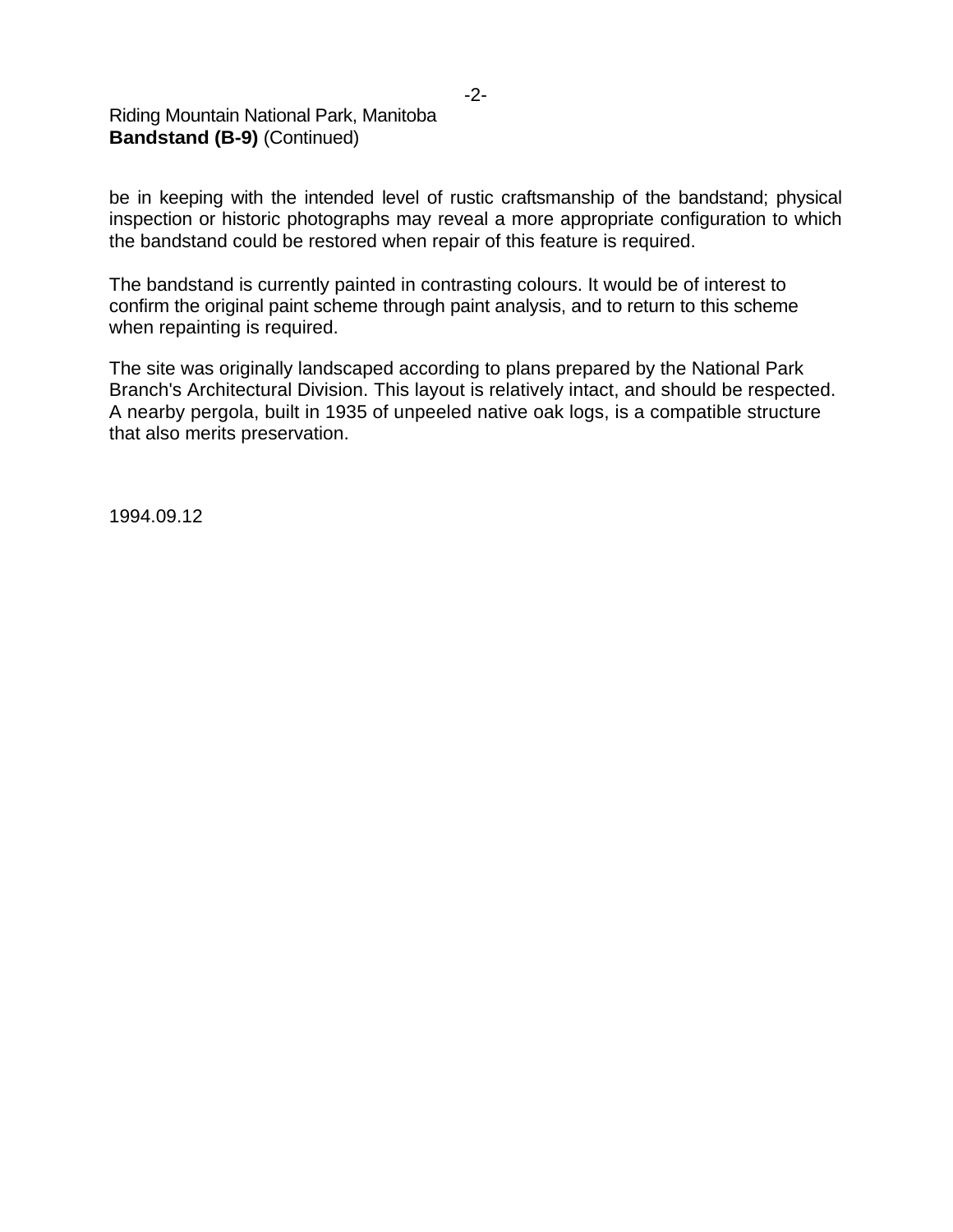be in keeping with the intended level of rustic craftsmanship of the bandstand; physical inspection or historic photographs may reveal a more appropriate configuration to which the bandstand could be restored when repair of this feature is required.

The bandstand is currently painted in contrasting colours. It would be of interest to confirm the original paint scheme through paint analysis, and to return to this scheme when repainting is required.

The site was originally landscaped according to plans prepared by the National Park Branch's Architectural Division. This layout is relatively intact, and should be respected. A nearby pergola, built in 1935 of unpeeled native oak logs, is a compatible structure that also merits preservation.

1994.09.12